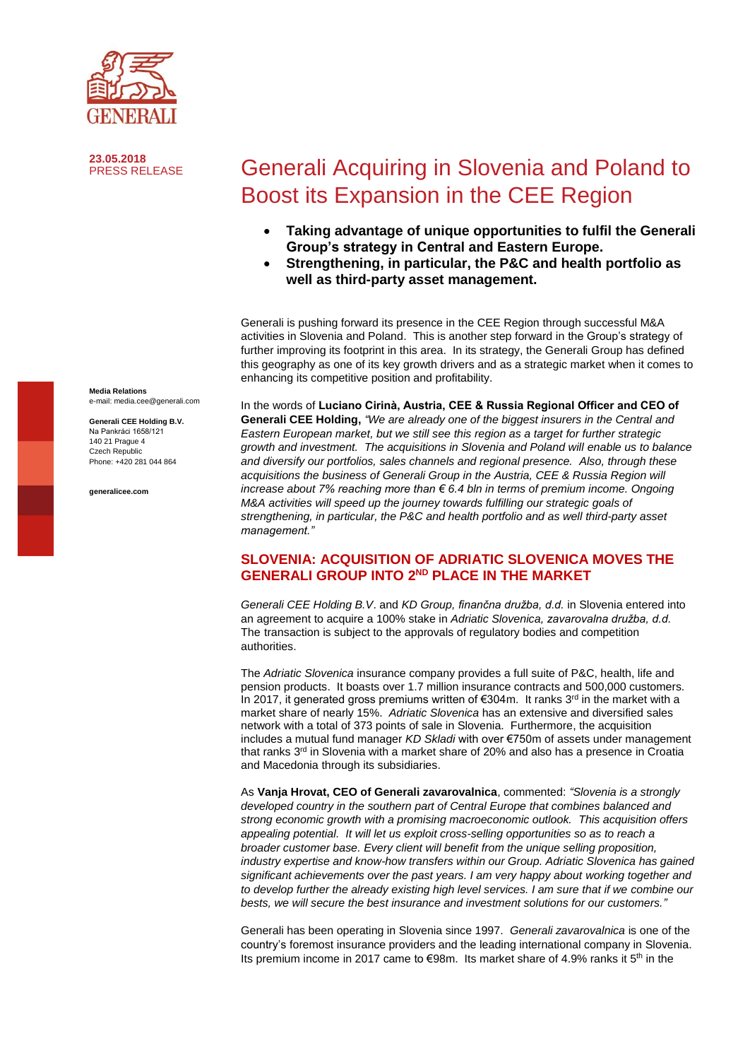23.05.2018
PRESS RELEASE

# Generali Acquiring in Slovenia and Poland to Boost its Expansion in the CEE Region

- **Taking advantage of unique opportunities to fulfil the Generali Group's strategy in Central and Eastern Europe.**
- **Strengthening, in particular, the P&C and health portfolio as well as third-party asset management.**

**Media Relations**
e-mail: media.cee@generali.com

**Generali CEE Holding B.V.**
Na Pankráci 1658/121
140 21 Prague 4
Czech Republic
Phone: +420 281 044 864

**generalicee.com**

Generali is pushing forward its presence in the CEE Region through successful M&A activities in Slovenia and Poland. This is another step forward in the Group's strategy of further improving its footprint in this area. In its strategy, the Generali Group has defined this geography as one of its key growth drivers and as a strategic market when it comes to enhancing its competitive position and profitability.

In the words of **Luciano Cirinà, Austria, CEE & Russia Regional Officer and CEO of Generali CEE Holding,** *"We are already one of the biggest insurers in the Central and Eastern European market, but we still see this region as a target for further strategic growth and investment. The acquisitions in Slovenia and Poland will enable us to balance and diversify our portfolios, sales channels and regional presence. Also, through these acquisitions the business of Generali Group in the Austria, CEE & Russia Region will increase about 7% reaching more than € 6.4 bln in terms of premium income. Ongoing M&A activities will speed up the journey towards fulfilling our strategic goals of strengthening, in particular, the P&C and health portfolio and as well third-party asset management."*

## SLOVENIA: ACQUISITION OF ADRIATIC SLOVENICA MOVES THE GENERALI GROUP INTO 2ND PLACE IN THE MARKET

*Generali CEE Holding B.V*. and *KD Group, finančna družba, d.d.* in Slovenia entered into an agreement to acquire a 100% stake in *Adriatic Slovenica, zavarovalna družba, d.d.* The transaction is subject to the approvals of regulatory bodies and competition authorities.

The *Adriatic Slovenica* insurance company provides a full suite of P&C, health, life and pension products. It boasts over 1.7 million insurance contracts and 500,000 customers. In 2017, it generated gross premiums written of €304m. It ranks 3rd in the market with a market share of nearly 15%. *Adriatic Slovenica* has an extensive and diversified sales network with a total of 373 points of sale in Slovenia. Furthermore, the acquisition includes a mutual fund manager *KD Skladi* with over €750m of assets under management that ranks 3rd in Slovenia with a market share of 20% and also has a presence in Croatia and Macedonia through its subsidiaries.

As **Vanja Hrovat, CEO of Generali zavarovalnica**, commented: *"Slovenia is a strongly developed country in the southern part of Central Europe that combines balanced and strong economic growth with a promising macroeconomic outlook. This acquisition offers appealing potential. It will let us exploit cross-selling opportunities so as to reach a broader customer base. Every client will benefit from the unique selling proposition, industry expertise and know-how transfers within our Group. Adriatic Slovenica has gained significant achievements over the past years. I am very happy about working together and to develop further the already existing high level services. I am sure that if we combine our bests, we will secure the best insurance and investment solutions for our customers."*

Generali has been operating in Slovenia since 1997. *Generali zavarovalnica* is one of the country's foremost insurance providers and the leading international company in Slovenia. Its premium income in 2017 came to €98m. Its market share of 4.9% ranks it 5th in the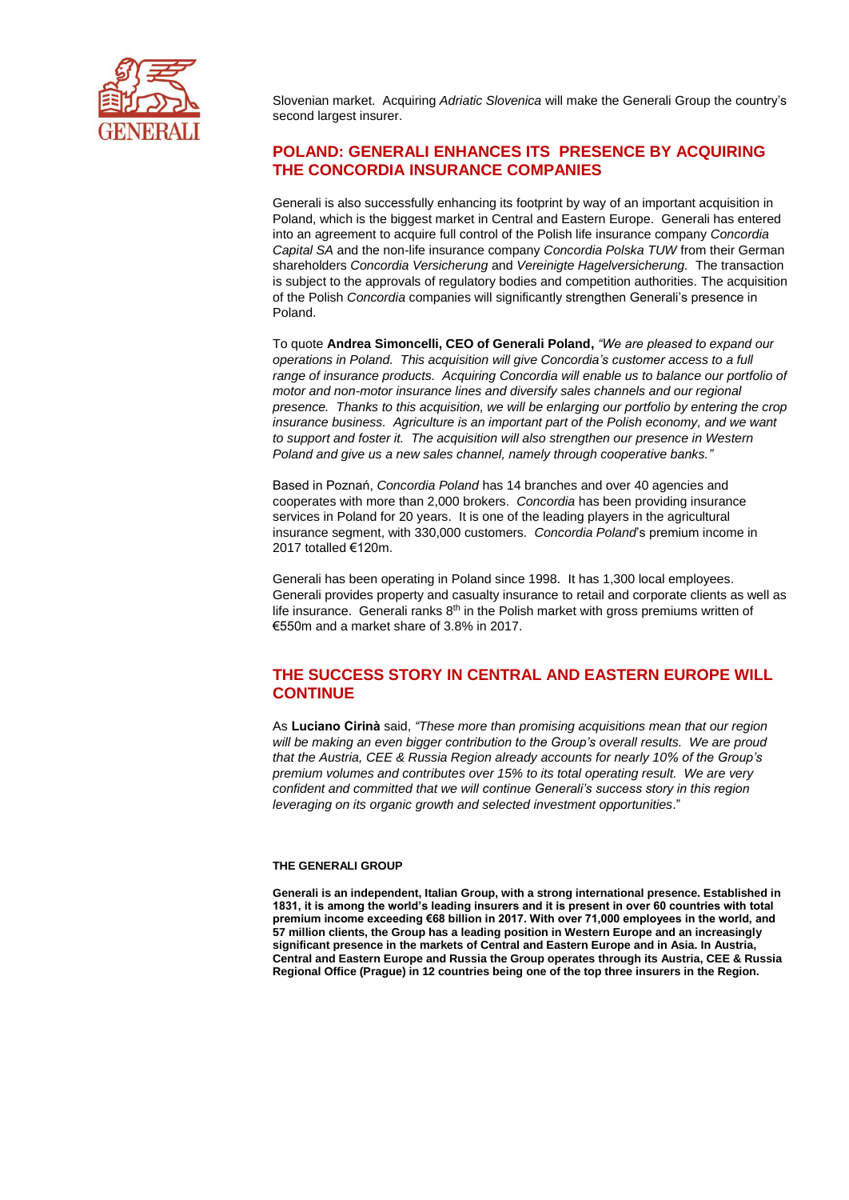Slovenian market. Acquiring *Adriatic Slovenica* will make the Generali Group the country's second largest insurer.

## POLAND: GENERALI ENHANCES ITS PRESENCE BY ACQUIRING THE CONCORDIA INSURANCE COMPANIES

Generali is also successfully enhancing its footprint by way of an important acquisition in Poland, which is the biggest market in Central and Eastern Europe. Generali has entered into an agreement to acquire full control of the Polish life insurance company *Concordia Capital SA* and the non-life insurance company *Concordia Polska TUW* from their German shareholders *Concordia Versicherung* and *Vereinigte Hagelversicherung.* The transaction is subject to the approvals of regulatory bodies and competition authorities. The acquisition of the Polish *Concordia* companies will significantly strengthen Generali's presence in Poland.

To quote **Andrea Simoncelli, CEO of Generali Poland,** *"We are pleased to expand our operations in Poland. This acquisition will give Concordia's customer access to a full range of insurance products. Acquiring Concordia will enable us to balance our portfolio of motor and non-motor insurance lines and diversify sales channels and our regional presence. Thanks to this acquisition, we will be enlarging our portfolio by entering the crop insurance business. Agriculture is an important part of the Polish economy, and we want to support and foster it. The acquisition will also strengthen our presence in Western Poland and give us a new sales channel, namely through cooperative banks."*

Based in Poznań, *Concordia Poland* has 14 branches and over 40 agencies and cooperates with more than 2,000 brokers. *Concordia* has been providing insurance services in Poland for 20 years. It is one of the leading players in the agricultural insurance segment, with 330,000 customers. *Concordia Poland*'s premium income in 2017 totalled €120m.

Generali has been operating in Poland since 1998. It has 1,300 local employees. Generali provides property and casualty insurance to retail and corporate clients as well as life insurance. Generali ranks 8th in the Polish market with gross premiums written of €550m and a market share of 3.8% in 2017.

## THE SUCCESS STORY IN CENTRAL AND EASTERN EUROPE WILL CONTINUE

As **Luciano Cirinà** said, *"These more than promising acquisitions mean that our region will be making an even bigger contribution to the Group's overall results. We are proud that the Austria, CEE & Russia Region already accounts for nearly 10% of the Group's premium volumes and contributes over 15% to its total operating result. We are very confident and committed that we will continue Generali's success story in this region leveraging on its organic growth and selected investment opportunities*."

**THE GENERALI GROUP**

**Generali is an independent, Italian Group, with a strong international presence. Established in 1831, it is among the world's leading insurers and it is present in over 60 countries with total premium income exceeding €68 billion in 2017. With over 71,000 employees in the world, and 57 million clients, the Group has a leading position in Western Europe and an increasingly significant presence in the markets of Central and Eastern Europe and in Asia. In Austria, Central and Eastern Europe and Russia the Group operates through its Austria, CEE & Russia Regional Office (Prague) in 12 countries being one of the top three insurers in the Region.**